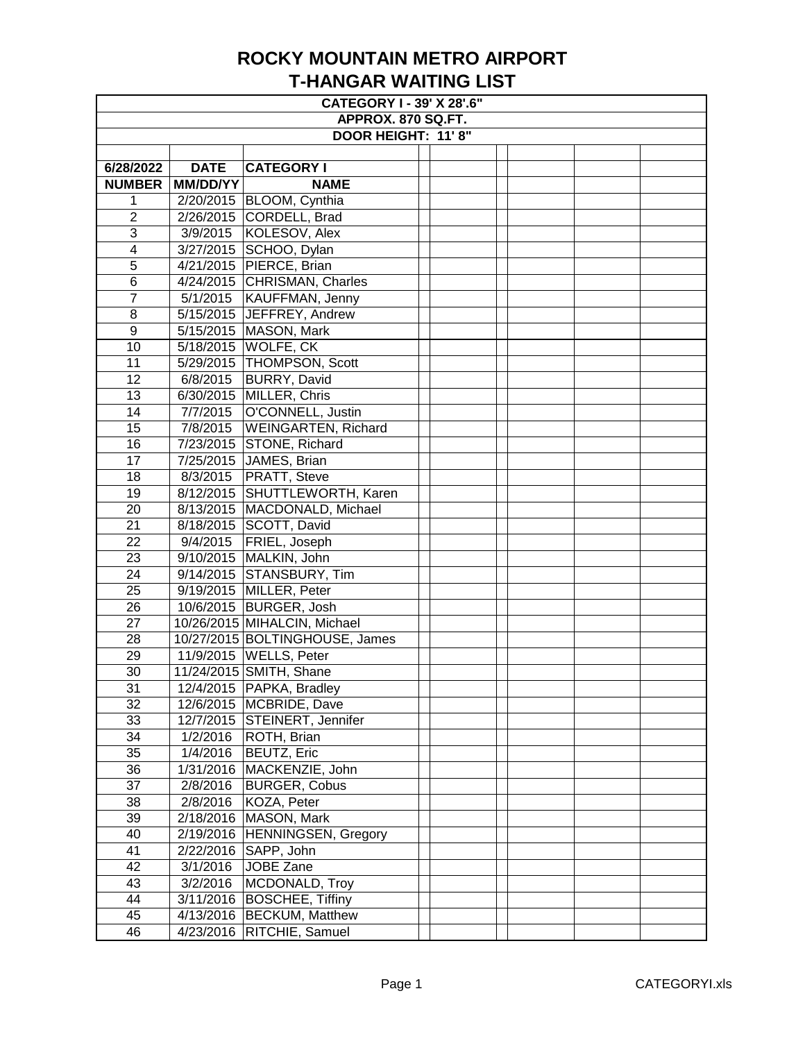# ROCKY MOUNTAIN METRO AIRPORT
# T-HANGAR WAITING LIST

**CATEGORY I - 39' X 28'.6"**
**APPROX. 870 SQ.FT.**
**DOOR HEIGHT: 11' 8"**

| 6/28/2022 | DATE | CATEGORY I |
|---|---|---|
| **NUMBER** | **MM/DD/YY** | **NAME** |
| 1 | 2/20/2015 | BLOOM, Cynthia |
| 2 | 2/26/2015 | CORDELL, Brad |
| 3 | 3/9/2015 | KOLESOV, Alex |
| 4 | 3/27/2015 | SCHOO, Dylan |
| 5 | 4/21/2015 | PIERCE, Brian |
| 6 | 4/24/2015 | CHRISMAN, Charles |
| 7 | 5/1/2015 | KAUFFMAN, Jenny |
| 8 | 5/15/2015 | JEFFREY, Andrew |
| 9 | 5/15/2015 | MASON, Mark |
| 10 | 5/18/2015 | WOLFE, CK |
| 11 | 5/29/2015 | THOMPSON, Scott |
| 12 | 6/8/2015 | BURRY, David |
| 13 | 6/30/2015 | MILLER, Chris |
| 14 | 7/7/2015 | O'CONNELL, Justin |
| 15 | 7/8/2015 | WEINGARTEN, Richard |
| 16 | 7/23/2015 | STONE, Richard |
| 17 | 7/25/2015 | JAMES, Brian |
| 18 | 8/3/2015 | PRATT, Steve |
| 19 | 8/12/2015 | SHUTTLEWORTH, Karen |
| 20 | 8/13/2015 | MACDONALD, Michael |
| 21 | 8/18/2015 | SCOTT, David |
| 22 | 9/4/2015 | FRIEL, Joseph |
| 23 | 9/10/2015 | MALKIN, John |
| 24 | 9/14/2015 | STANSBURY, Tim |
| 25 | 9/19/2015 | MILLER, Peter |
| 26 | 10/6/2015 | BURGER, Josh |
| 27 | 10/26/2015 | MIHALCIN, Michael |
| 28 | 10/27/2015 | BOLTINGHOUSE, James |
| 29 | 11/9/2015 | WELLS, Peter |
| 30 | 11/24/2015 | SMITH, Shane |
| 31 | 12/4/2015 | PAPKA, Bradley |
| 32 | 12/6/2015 | MCBRIDE, Dave |
| 33 | 12/7/2015 | STEINERT, Jennifer |
| 34 | 1/2/2016 | ROTH, Brian |
| 35 | 1/4/2016 | BEUTZ, Eric |
| 36 | 1/31/2016 | MACKENZIE, John |
| 37 | 2/8/2016 | BURGER, Cobus |
| 38 | 2/8/2016 | KOZA, Peter |
| 39 | 2/18/2016 | MASON, Mark |
| 40 | 2/19/2016 | HENNINGSEN, Gregory |
| 41 | 2/22/2016 | SAPP, John |
| 42 | 3/1/2016 | JOBE Zane |
| 43 | 3/2/2016 | MCDONALD, Troy |
| 44 | 3/11/2016 | BOSCHEE, Tiffiny |
| 45 | 4/13/2016 | BECKUM, Matthew |
| 46 | 4/23/2016 | RITCHIE, Samuel |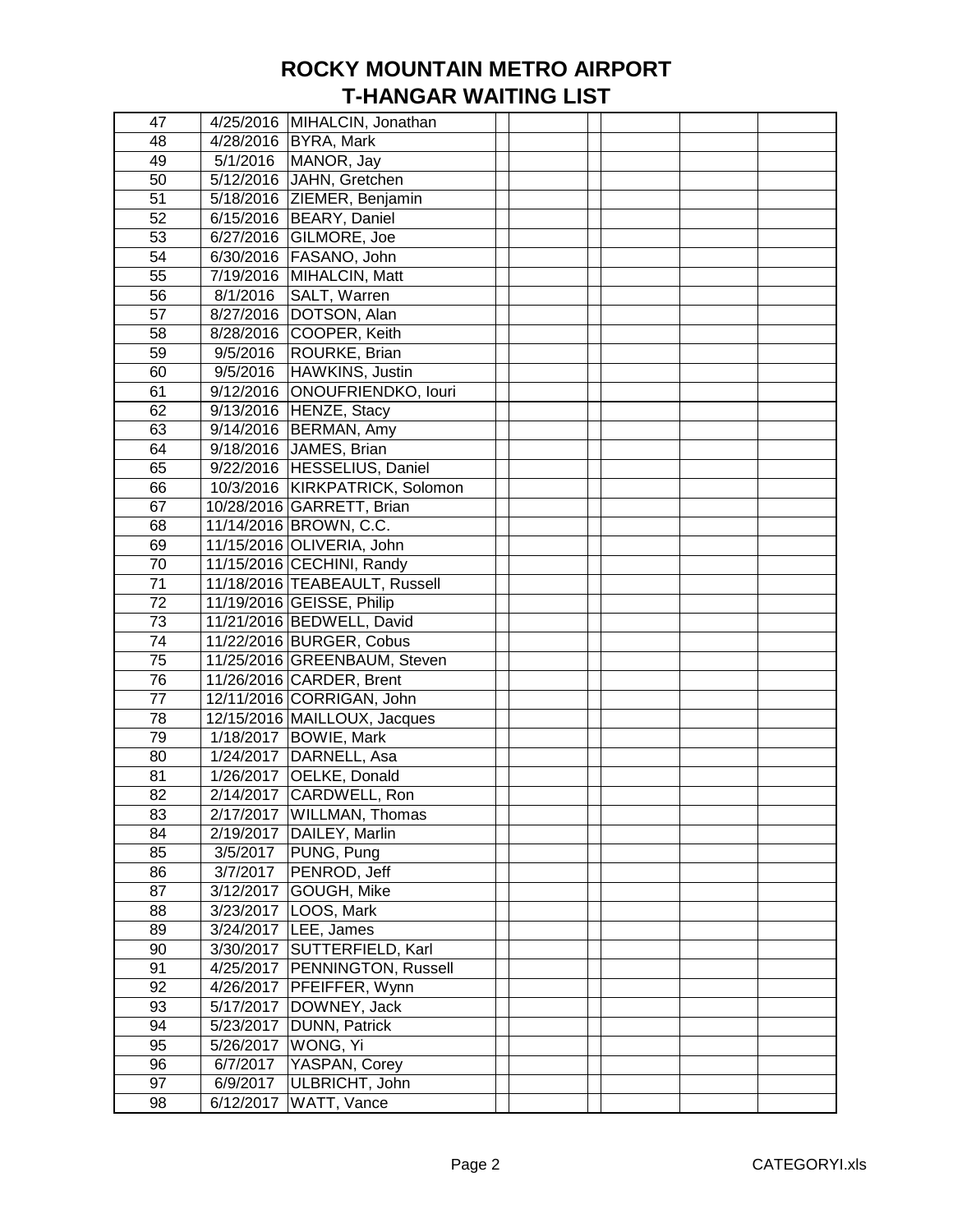# ROCKY MOUNTAIN METRO AIRPORT
# T-HANGAR WAITING LIST

| | | | | | | | | |
|---|---|---|---|---|---|---|---|---|
| 47 | 4/25/2016 | MIHALCIN, Jonathan | | | | | | |
| 48 | 4/28/2016 | BYRA, Mark | | | | | | |
| 49 | 5/1/2016 | MANOR, Jay | | | | | | |
| 50 | 5/12/2016 | JAHN, Gretchen | | | | | | |
| 51 | 5/18/2016 | ZIEMER, Benjamin | | | | | | |
| 52 | 6/15/2016 | BEARY, Daniel | | | | | | |
| 53 | 6/27/2016 | GILMORE, Joe | | | | | | |
| 54 | 6/30/2016 | FASANO, John | | | | | | |
| 55 | 7/19/2016 | MIHALCIN, Matt | | | | | | |
| 56 | 8/1/2016 | SALT, Warren | | | | | | |
| 57 | 8/27/2016 | DOTSON, Alan | | | | | | |
| 58 | 8/28/2016 | COOPER, Keith | | | | | | |
| 59 | 9/5/2016 | ROURKE, Brian | | | | | | |
| 60 | 9/5/2016 | HAWKINS, Justin | | | | | | |
| 61 | 9/12/2016 | ONOUFRIENDKO, Iouri | | | | | | |
| 62 | 9/13/2016 | HENZE, Stacy | | | | | | |
| 63 | 9/14/2016 | BERMAN, Amy | | | | | | |
| 64 | 9/18/2016 | JAMES, Brian | | | | | | |
| 65 | 9/22/2016 | HESSELIUS, Daniel | | | | | | |
| 66 | 10/3/2016 | KIRKPATRICK, Solomon | | | | | | |
| 67 | 10/28/2016 | GARRETT, Brian | | | | | | |
| 68 | 11/14/2016 | BROWN, C.C. | | | | | | |
| 69 | 11/15/2016 | OLIVERIA, John | | | | | | |
| 70 | 11/15/2016 | CECHINI, Randy | | | | | | |
| 71 | 11/18/2016 | TEABEAULT, Russell | | | | | | |
| 72 | 11/19/2016 | GEISSE, Philip | | | | | | |
| 73 | 11/21/2016 | BEDWELL, David | | | | | | |
| 74 | 11/22/2016 | BURGER, Cobus | | | | | | |
| 75 | 11/25/2016 | GREENBAUM, Steven | | | | | | |
| 76 | 11/26/2016 | CARDER, Brent | | | | | | |
| 77 | 12/11/2016 | CORRIGAN, John | | | | | | |
| 78 | 12/15/2016 | MAILLOUX, Jacques | | | | | | |
| 79 | 1/18/2017 | BOWIE, Mark | | | | | | |
| 80 | 1/24/2017 | DARNELL, Asa | | | | | | |
| 81 | 1/26/2017 | OELKE, Donald | | | | | | |
| 82 | 2/14/2017 | CARDWELL, Ron | | | | | | |
| 83 | 2/17/2017 | WILLMAN, Thomas | | | | | | |
| 84 | 2/19/2017 | DAILEY, Marlin | | | | | | |
| 85 | 3/5/2017 | PUNG, Pung | | | | | | |
| 86 | 3/7/2017 | PENROD, Jeff | | | | | | |
| 87 | 3/12/2017 | GOUGH, Mike | | | | | | |
| 88 | 3/23/2017 | LOOS, Mark | | | | | | |
| 89 | 3/24/2017 | LEE, James | | | | | | |
| 90 | 3/30/2017 | SUTTERFIELD, Karl | | | | | | |
| 91 | 4/25/2017 | PENNINGTON, Russell | | | | | | |
| 92 | 4/26/2017 | PFEIFFER, Wynn | | | | | | |
| 93 | 5/17/2017 | DOWNEY, Jack | | | | | | |
| 94 | 5/23/2017 | DUNN, Patrick | | | | | | |
| 95 | 5/26/2017 | WONG, Yi | | | | | | |
| 96 | 6/7/2017 | YASPAN, Corey | | | | | | |
| 97 | 6/9/2017 | ULBRICHT, John | | | | | | |
| 98 | 6/12/2017 | WATT, Vance | | | | | | |

CATEGORYI.xls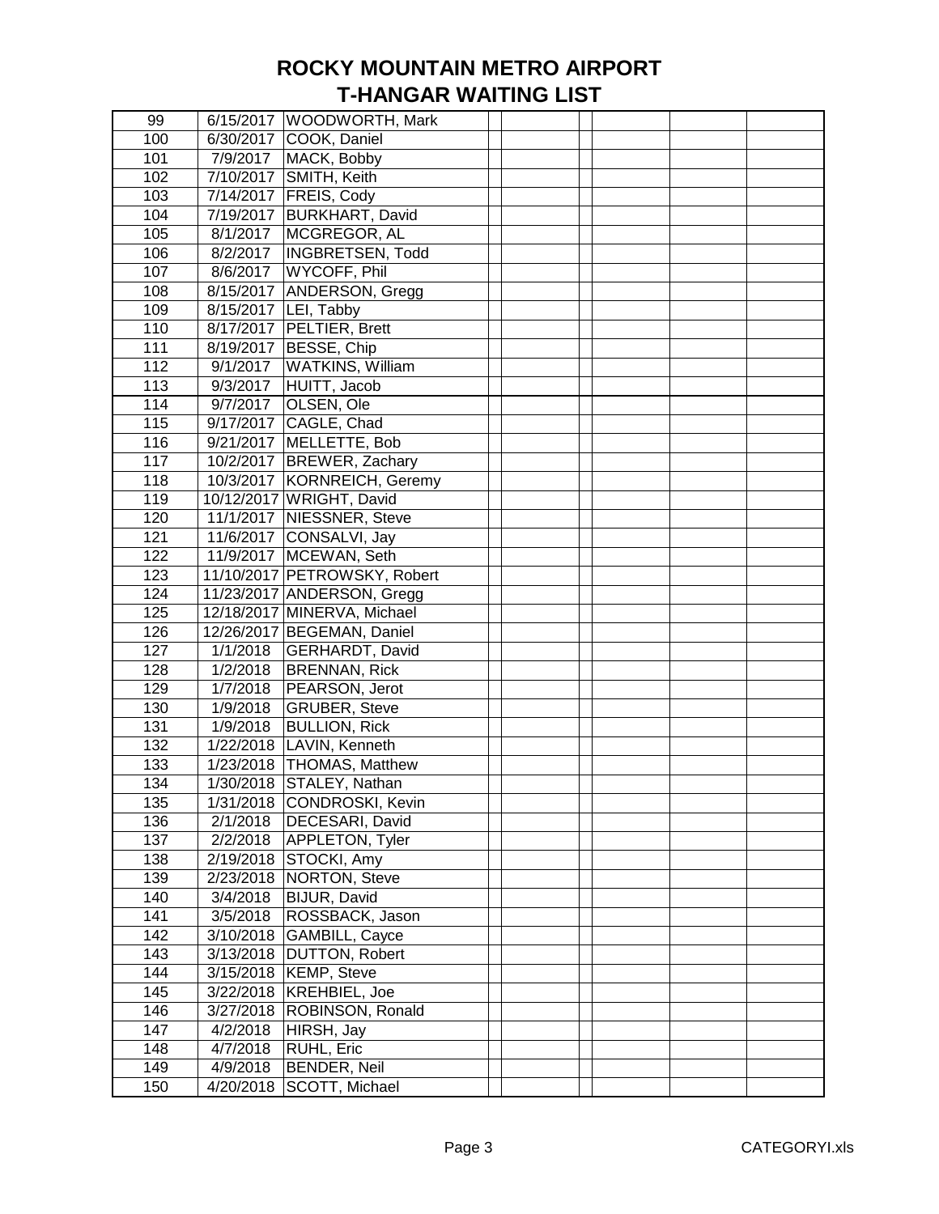# ROCKY MOUNTAIN METRO AIRPORT
## T-HANGAR WAITING LIST

| | | | | | | | | |
|---|---|---|---|---|---|---|---|---|
| 99 | 6/15/2017 | WOODWORTH, Mark | | | | | | |
| 100 | 6/30/2017 | COOK, Daniel | | | | | | |
| 101 | 7/9/2017 | MACK, Bobby | | | | | | |
| 102 | 7/10/2017 | SMITH, Keith | | | | | | |
| 103 | 7/14/2017 | FREIS, Cody | | | | | | |
| 104 | 7/19/2017 | BURKHART, David | | | | | | |
| 105 | 8/1/2017 | MCGREGOR, AL | | | | | | |
| 106 | 8/2/2017 | INGBRETSEN, Todd | | | | | | |
| 107 | 8/6/2017 | WYCOFF, Phil | | | | | | |
| 108 | 8/15/2017 | ANDERSON, Gregg | | | | | | |
| 109 | 8/15/2017 | LEI, Tabby | | | | | | |
| 110 | 8/17/2017 | PELTIER, Brett | | | | | | |
| 111 | 8/19/2017 | BESSE, Chip | | | | | | |
| 112 | 9/1/2017 | WATKINS, William | | | | | | |
| 113 | 9/3/2017 | HUITT, Jacob | | | | | | |
| 114 | 9/7/2017 | OLSEN, Ole | | | | | | |
| 115 | 9/17/2017 | CAGLE, Chad | | | | | | |
| 116 | 9/21/2017 | MELLETTE, Bob | | | | | | |
| 117 | 10/2/2017 | BREWER, Zachary | | | | | | |
| 118 | 10/3/2017 | KORNREICH, Geremy | | | | | | |
| 119 | 10/12/2017 | WRIGHT, David | | | | | | |
| 120 | 11/1/2017 | NIESSNER, Steve | | | | | | |
| 121 | 11/6/2017 | CONSALVI, Jay | | | | | | |
| 122 | 11/9/2017 | MCEWAN, Seth | | | | | | |
| 123 | 11/10/2017 | PETROWSKY, Robert | | | | | | |
| 124 | 11/23/2017 | ANDERSON, Gregg | | | | | | |
| 125 | 12/18/2017 | MINERVA, Michael | | | | | | |
| 126 | 12/26/2017 | BEGEMAN, Daniel | | | | | | |
| 127 | 1/1/2018 | GERHARDT, David | | | | | | |
| 128 | 1/2/2018 | BRENNAN, Rick | | | | | | |
| 129 | 1/7/2018 | PEARSON, Jerot | | | | | | |
| 130 | 1/9/2018 | GRUBER, Steve | | | | | | |
| 131 | 1/9/2018 | BULLION, Rick | | | | | | |
| 132 | 1/22/2018 | LAVIN, Kenneth | | | | | | |
| 133 | 1/23/2018 | THOMAS, Matthew | | | | | | |
| 134 | 1/30/2018 | STALEY, Nathan | | | | | | |
| 135 | 1/31/2018 | CONDROSKI, Kevin | | | | | | |
| 136 | 2/1/2018 | DECESARI, David | | | | | | |
| 137 | 2/2/2018 | APPLETON, Tyler | | | | | | |
| 138 | 2/19/2018 | STOCKI, Amy | | | | | | |
| 139 | 2/23/2018 | NORTON, Steve | | | | | | |
| 140 | 3/4/2018 | BIJUR, David | | | | | | |
| 141 | 3/5/2018 | ROSSBACK, Jason | | | | | | |
| 142 | 3/10/2018 | GAMBILL, Cayce | | | | | | |
| 143 | 3/13/2018 | DUTTON, Robert | | | | | | |
| 144 | 3/15/2018 | KEMP, Steve | | | | | | |
| 145 | 3/22/2018 | KREHBIEL, Joe | | | | | | |
| 146 | 3/27/2018 | ROBINSON, Ronald | | | | | | |
| 147 | 4/2/2018 | HIRSH, Jay | | | | | | |
| 148 | 4/7/2018 | RUHL, Eric | | | | | | |
| 149 | 4/9/2018 | BENDER, Neil | | | | | | |
| 150 | 4/20/2018 | SCOTT, Michael | | | | | | |

CATEGORYI.xls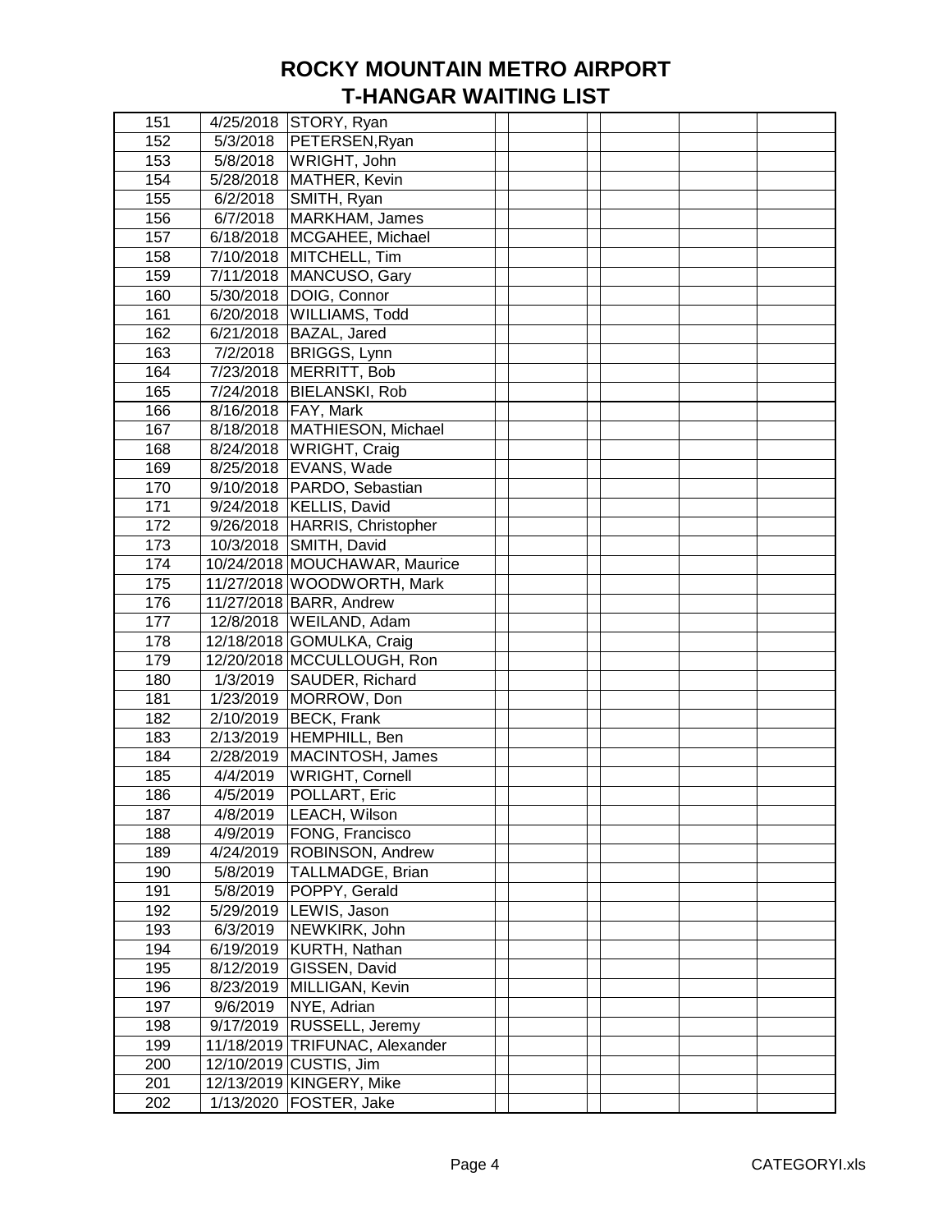# ROCKY MOUNTAIN METRO AIRPORT
# T-HANGAR WAITING LIST

| | | | | | | | | |
|---|---|---|---|---|---|---|---|---|
| 151 | 4/25/2018 | STORY, Ryan | | | | | | |
| 152 | 5/3/2018 | PETERSEN,Ryan | | | | | | |
| 153 | 5/8/2018 | WRIGHT, John | | | | | | |
| 154 | 5/28/2018 | MATHER, Kevin | | | | | | |
| 155 | 6/2/2018 | SMITH, Ryan | | | | | | |
| 156 | 6/7/2018 | MARKHAM, James | | | | | | |
| 157 | 6/18/2018 | MCGAHEE, Michael | | | | | | |
| 158 | 7/10/2018 | MITCHELL, Tim | | | | | | |
| 159 | 7/11/2018 | MANCUSO, Gary | | | | | | |
| 160 | 5/30/2018 | DOIG, Connor | | | | | | |
| 161 | 6/20/2018 | WILLIAMS, Todd | | | | | | |
| 162 | 6/21/2018 | BAZAL, Jared | | | | | | |
| 163 | 7/2/2018 | BRIGGS, Lynn | | | | | | |
| 164 | 7/23/2018 | MERRITT, Bob | | | | | | |
| 165 | 7/24/2018 | BIELANSKI, Rob | | | | | | |
| 166 | 8/16/2018 | FAY, Mark | | | | | | |
| 167 | 8/18/2018 | MATHIESON, Michael | | | | | | |
| 168 | 8/24/2018 | WRIGHT, Craig | | | | | | |
| 169 | 8/25/2018 | EVANS, Wade | | | | | | |
| 170 | 9/10/2018 | PARDO, Sebastian | | | | | | |
| 171 | 9/24/2018 | KELLIS, David | | | | | | |
| 172 | 9/26/2018 | HARRIS, Christopher | | | | | | |
| 173 | 10/3/2018 | SMITH, David | | | | | | |
| 174 | 10/24/2018 | MOUCHAWAR, Maurice | | | | | | |
| 175 | 11/27/2018 | WOODWORTH, Mark | | | | | | |
| 176 | 11/27/2018 | BARR, Andrew | | | | | | |
| 177 | 12/8/2018 | WEILAND, Adam | | | | | | |
| 178 | 12/18/2018 | GOMULKA, Craig | | | | | | |
| 179 | 12/20/2018 | MCCULLOUGH, Ron | | | | | | |
| 180 | 1/3/2019 | SAUDER, Richard | | | | | | |
| 181 | 1/23/2019 | MORROW, Don | | | | | | |
| 182 | 2/10/2019 | BECK, Frank | | | | | | |
| 183 | 2/13/2019 | HEMPHILL, Ben | | | | | | |
| 184 | 2/28/2019 | MACINTOSH, James | | | | | | |
| 185 | 4/4/2019 | WRIGHT, Cornell | | | | | | |
| 186 | 4/5/2019 | POLLART, Eric | | | | | | |
| 187 | 4/8/2019 | LEACH, Wilson | | | | | | |
| 188 | 4/9/2019 | FONG, Francisco | | | | | | |
| 189 | 4/24/2019 | ROBINSON, Andrew | | | | | | |
| 190 | 5/8/2019 | TALLMADGE, Brian | | | | | | |
| 191 | 5/8/2019 | POPPY, Gerald | | | | | | |
| 192 | 5/29/2019 | LEWIS, Jason | | | | | | |
| 193 | 6/3/2019 | NEWKIRK, John | | | | | | |
| 194 | 6/19/2019 | KURTH, Nathan | | | | | | |
| 195 | 8/12/2019 | GISSEN, David | | | | | | |
| 196 | 8/23/2019 | MILLIGAN, Kevin | | | | | | |
| 197 | 9/6/2019 | NYE, Adrian | | | | | | |
| 198 | 9/17/2019 | RUSSELL, Jeremy | | | | | | |
| 199 | 11/18/2019 | TRIFUNAC, Alexander | | | | | | |
| 200 | 12/10/2019 | CUSTIS, Jim | | | | | | |
| 201 | 12/13/2019 | KINGERY, Mike | | | | | | |
| 202 | 1/13/2020 | FOSTER, Jake | | | | | | |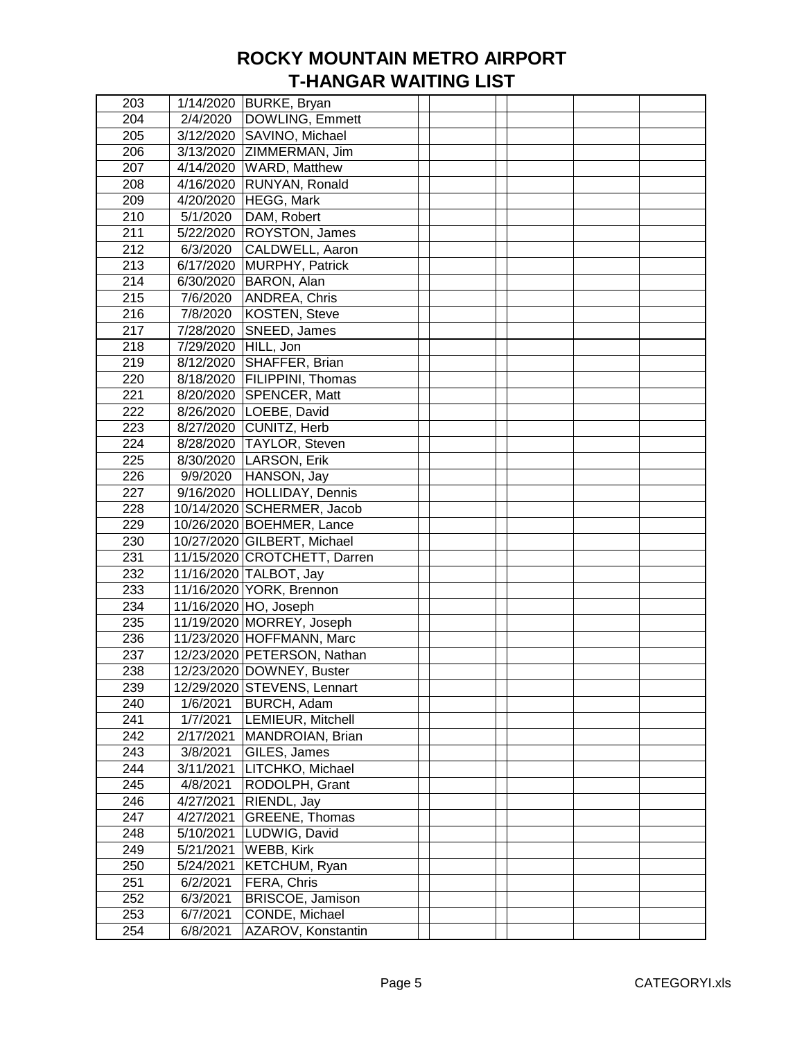# ROCKY MOUNTAIN METRO AIRPORT
# T-HANGAR WAITING LIST

| | | | | | | | | |
|---|---|---|---|---|---|---|---|---|
| 203 | 1/14/2020 | BURKE, Bryan | | | | | | |
| 204 | 2/4/2020 | DOWLING, Emmett | | | | | | |
| 205 | 3/12/2020 | SAVINO, Michael | | | | | | |
| 206 | 3/13/2020 | ZIMMERMAN, Jim | | | | | | |
| 207 | 4/14/2020 | WARD, Matthew | | | | | | |
| 208 | 4/16/2020 | RUNYAN, Ronald | | | | | | |
| 209 | 4/20/2020 | HEGG, Mark | | | | | | |
| 210 | 5/1/2020 | DAM, Robert | | | | | | |
| 211 | 5/22/2020 | ROYSTON, James | | | | | | |
| 212 | 6/3/2020 | CALDWELL, Aaron | | | | | | |
| 213 | 6/17/2020 | MURPHY, Patrick | | | | | | |
| 214 | 6/30/2020 | BARON, Alan | | | | | | |
| 215 | 7/6/2020 | ANDREA, Chris | | | | | | |
| 216 | 7/8/2020 | KOSTEN, Steve | | | | | | |
| 217 | 7/28/2020 | SNEED, James | | | | | | |
| 218 | 7/29/2020 | HILL, Jon | | | | | | |
| 219 | 8/12/2020 | SHAFFER, Brian | | | | | | |
| 220 | 8/18/2020 | FILIPPINI, Thomas | | | | | | |
| 221 | 8/20/2020 | SPENCER, Matt | | | | | | |
| 222 | 8/26/2020 | LOEBE, David | | | | | | |
| 223 | 8/27/2020 | CUNITZ, Herb | | | | | | |
| 224 | 8/28/2020 | TAYLOR, Steven | | | | | | |
| 225 | 8/30/2020 | LARSON, Erik | | | | | | |
| 226 | 9/9/2020 | HANSON, Jay | | | | | | |
| 227 | 9/16/2020 | HOLLIDAY, Dennis | | | | | | |
| 228 | 10/14/2020 | SCHERMER, Jacob | | | | | | |
| 229 | 10/26/2020 | BOEHMER, Lance | | | | | | |
| 230 | 10/27/2020 | GILBERT, Michael | | | | | | |
| 231 | 11/15/2020 | CROTCHETT, Darren | | | | | | |
| 232 | 11/16/2020 | TALBOT, Jay | | | | | | |
| 233 | 11/16/2020 | YORK, Brennon | | | | | | |
| 234 | 11/16/2020 | HO, Joseph | | | | | | |
| 235 | 11/19/2020 | MORREY, Joseph | | | | | | |
| 236 | 11/23/2020 | HOFFMANN, Marc | | | | | | |
| 237 | 12/23/2020 | PETERSON, Nathan | | | | | | |
| 238 | 12/23/2020 | DOWNEY, Buster | | | | | | |
| 239 | 12/29/2020 | STEVENS, Lennart | | | | | | |
| 240 | 1/6/2021 | BURCH, Adam | | | | | | |
| 241 | 1/7/2021 | LEMIEUR, Mitchell | | | | | | |
| 242 | 2/17/2021 | MANDROIAN, Brian | | | | | | |
| 243 | 3/8/2021 | GILES, James | | | | | | |
| 244 | 3/11/2021 | LITCHKO, Michael | | | | | | |
| 245 | 4/8/2021 | RODOLPH, Grant | | | | | | |
| 246 | 4/27/2021 | RIENDL, Jay | | | | | | |
| 247 | 4/27/2021 | GREENE, Thomas | | | | | | |
| 248 | 5/10/2021 | LUDWIG, David | | | | | | |
| 249 | 5/21/2021 | WEBB, Kirk | | | | | | |
| 250 | 5/24/2021 | KETCHUM, Ryan | | | | | | |
| 251 | 6/2/2021 | FERA, Chris | | | | | | |
| 252 | 6/3/2021 | BRISCOE, Jamison | | | | | | |
| 253 | 6/7/2021 | CONDE, Michael | | | | | | |
| 254 | 6/8/2021 | AZAROV, Konstantin | | | | | | |

CATEGORYI.xls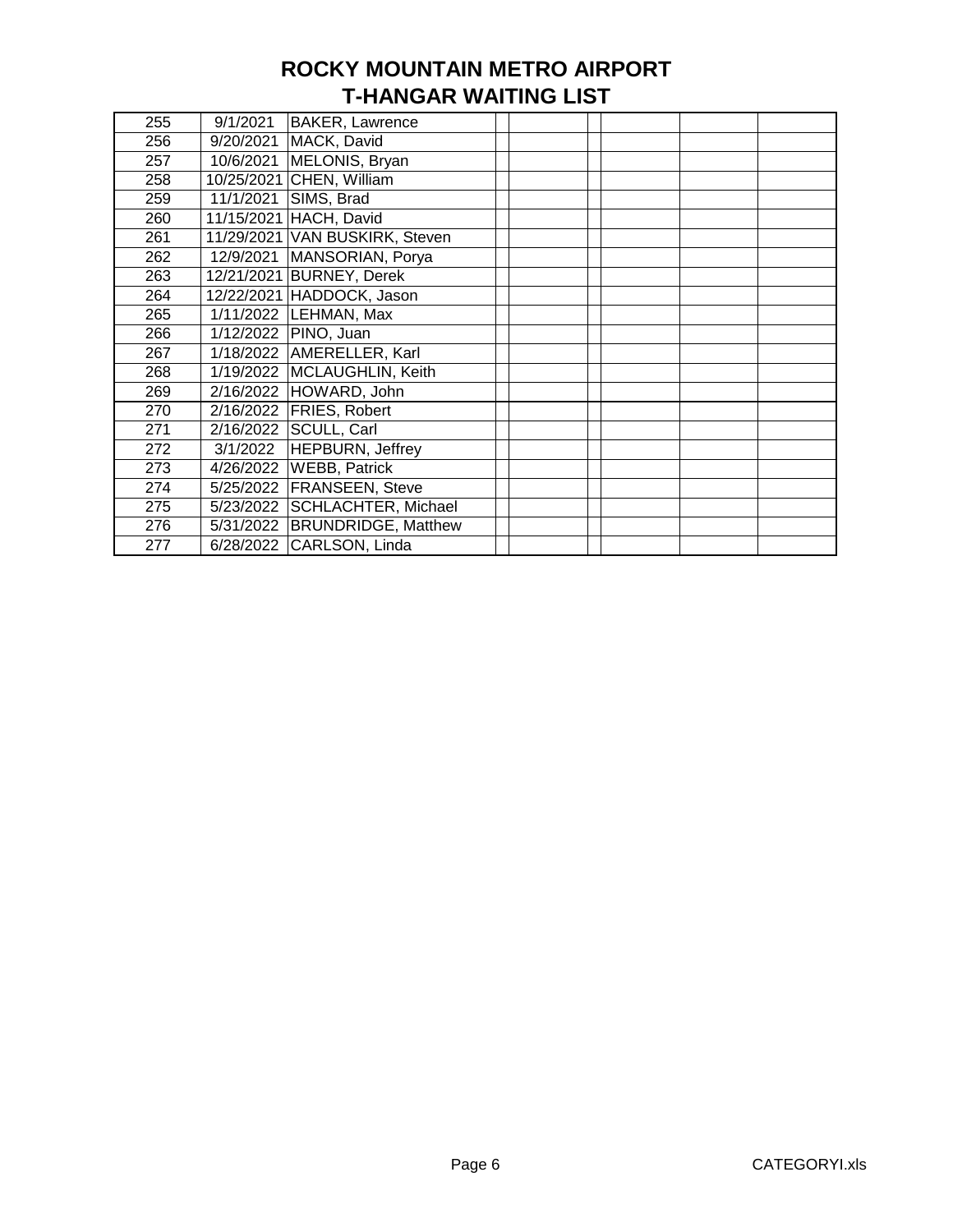# ROCKY MOUNTAIN METRO AIRPORT
## T-HANGAR WAITING LIST

| | | | | | | | | |
|---|---|---|---|---|---|---|---|---|
| 255 | 9/1/2021 | BAKER, Lawrence | | | | | | |
| 256 | 9/20/2021 | MACK, David | | | | | | |
| 257 | 10/6/2021 | MELONIS, Bryan | | | | | | |
| 258 | 10/25/2021 | CHEN, William | | | | | | |
| 259 | 11/1/2021 | SIMS, Brad | | | | | | |
| 260 | 11/15/2021 | HACH, David | | | | | | |
| 261 | 11/29/2021 | VAN BUSKIRK, Steven | | | | | | |
| 262 | 12/9/2021 | MANSORIAN, Porya | | | | | | |
| 263 | 12/21/2021 | BURNEY, Derek | | | | | | |
| 264 | 12/22/2021 | HADDOCK, Jason | | | | | | |
| 265 | 1/11/2022 | LEHMAN, Max | | | | | | |
| 266 | 1/12/2022 | PINO, Juan | | | | | | |
| 267 | 1/18/2022 | AMERELLER, Karl | | | | | | |
| 268 | 1/19/2022 | MCLAUGHLIN, Keith | | | | | | |
| 269 | 2/16/2022 | HOWARD, John | | | | | | |
| 270 | 2/16/2022 | FRIES, Robert | | | | | | |
| 271 | 2/16/2022 | SCULL, Carl | | | | | | |
| 272 | 3/1/2022 | HEPBURN, Jeffrey | | | | | | |
| 273 | 4/26/2022 | WEBB, Patrick | | | | | | |
| 274 | 5/25/2022 | FRANSEEN, Steve | | | | | | |
| 275 | 5/23/2022 | SCHLACHTER, Michael | | | | | | |
| 276 | 5/31/2022 | BRUNDRIDGE, Matthew | | | | | | |
| 277 | 6/28/2022 | CARLSON, Linda | | | | | | |